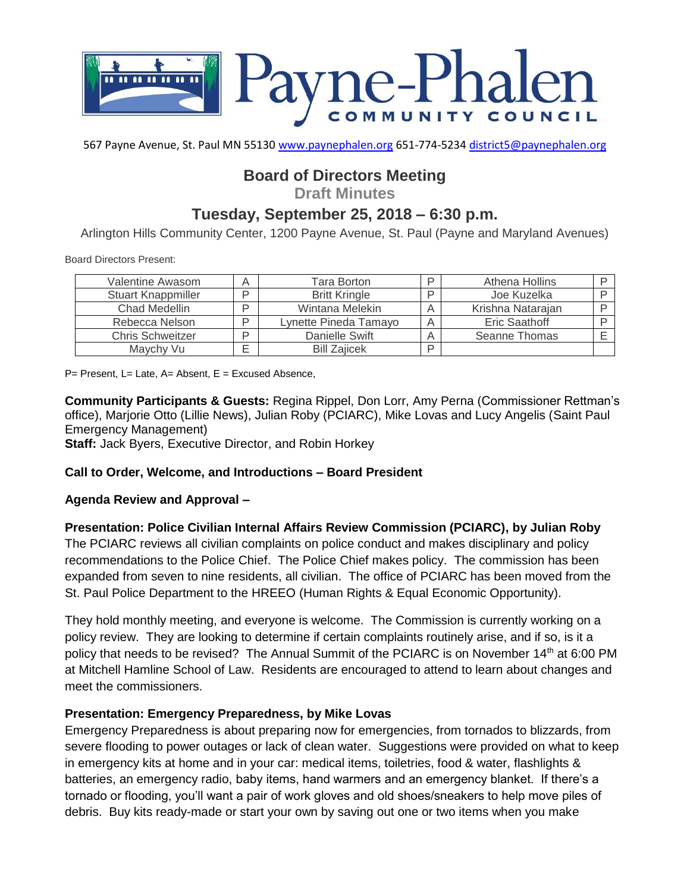Payne-Phalen COMMUNITY COUNCIL

567 Payne Avenue, St. Paul MN 55130 www.paynephalen.org 651-774-5234 district5@paynephalen.org

# Board of Directors Meeting

## Draft Minutes

## Tuesday, September 25, 2018 – 6:30 p.m.

Arlington Hills Community Center, 1200 Payne Avenue, St. Paul (Payne and Maryland Avenues)

Board Directors Present:

| | | | | | |
|---|---|---|---|---|---|
| Valentine Awasom | A | Tara Borton | P | Athena Hollins | P |
| Stuart Knappmiller | P | Britt Kringle | P | Joe Kuzelka | P |
| Chad Medellin | P | Wintana Melekin | A | Krishna Natarajan | P |
| Rebecca Nelson | P | Lynette Pineda Tamayo | A | Eric Saathoff | P |
| Chris Schweitzer | P | Danielle Swift | A | Seanne Thomas | E |
| Maychy Vu | E | Bill Zajicek | P | | |

P= Present, L= Late, A= Absent, E = Excused Absence,

**Community Participants & Guests:** Regina Rippel, Don Lorr, Amy Perna (Commissioner Rettman's office), Marjorie Otto (Lillie News), Julian Roby (PCIARC), Mike Lovas and Lucy Angelis (Saint Paul Emergency Management)
**Staff:** Jack Byers, Executive Director, and Robin Horkey

**Call to Order, Welcome, and Introductions – Board President**

**Agenda Review and Approval –**

**Presentation: Police Civilian Internal Affairs Review Commission (PCIARC), by Julian Roby**
The PCIARC reviews all civilian complaints on police conduct and makes disciplinary and policy recommendations to the Police Chief. The Police Chief makes policy. The commission has been expanded from seven to nine residents, all civilian. The office of PCIARC has been moved from the St. Paul Police Department to the HREEO (Human Rights & Equal Economic Opportunity).

They hold monthly meeting, and everyone is welcome. The Commission is currently working on a policy review. They are looking to determine if certain complaints routinely arise, and if so, is it a policy that needs to be revised? The Annual Summit of the PCIARC is on November 14th at 6:00 PM at Mitchell Hamline School of Law. Residents are encouraged to attend to learn about changes and meet the commissioners.

**Presentation: Emergency Preparedness, by Mike Lovas**
Emergency Preparedness is about preparing now for emergencies, from tornados to blizzards, from severe flooding to power outages or lack of clean water. Suggestions were provided on what to keep in emergency kits at home and in your car: medical items, toiletries, food & water, flashlights & batteries, an emergency radio, baby items, hand warmers and an emergency blanket. If there's a tornado or flooding, you'll want a pair of work gloves and old shoes/sneakers to help move piles of debris. Buy kits ready-made or start your own by saving out one or two items when you make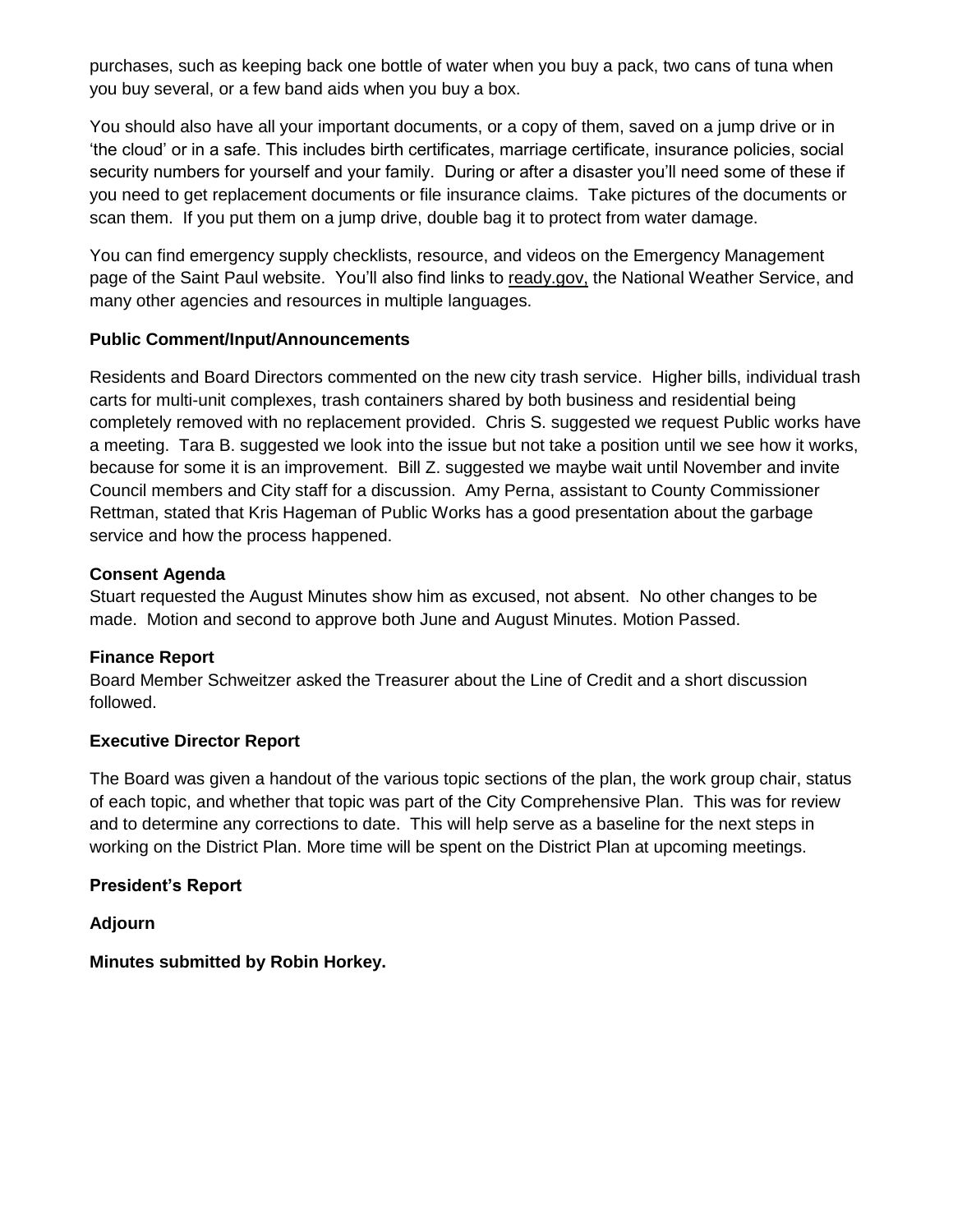purchases, such as keeping back one bottle of water when you buy a pack, two cans of tuna when you buy several, or a few band aids when you buy a box.

You should also have all your important documents, or a copy of them, saved on a jump drive or in 'the cloud' or in a safe. This includes birth certificates, marriage certificate, insurance policies, social security numbers for yourself and your family. During or after a disaster you'll need some of these if you need to get replacement documents or file insurance claims. Take pictures of the documents or scan them. If you put them on a jump drive, double bag it to protect from water damage.

You can find emergency supply checklists, resource, and videos on the Emergency Management page of the Saint Paul website. You'll also find links to ready.gov, the National Weather Service, and many other agencies and resources in multiple languages.

**Public Comment/Input/Announcements**

Residents and Board Directors commented on the new city trash service. Higher bills, individual trash carts for multi-unit complexes, trash containers shared by both business and residential being completely removed with no replacement provided. Chris S. suggested we request Public works have a meeting. Tara B. suggested we look into the issue but not take a position until we see how it works, because for some it is an improvement. Bill Z. suggested we maybe wait until November and invite Council members and City staff for a discussion. Amy Perna, assistant to County Commissioner Rettman, stated that Kris Hageman of Public Works has a good presentation about the garbage service and how the process happened.

**Consent Agenda**

Stuart requested the August Minutes show him as excused, not absent. No other changes to be made. Motion and second to approve both June and August Minutes. Motion Passed.

**Finance Report**

Board Member Schweitzer asked the Treasurer about the Line of Credit and a short discussion followed.

**Executive Director Report**

The Board was given a handout of the various topic sections of the plan, the work group chair, status of each topic, and whether that topic was part of the City Comprehensive Plan. This was for review and to determine any corrections to date. This will help serve as a baseline for the next steps in working on the District Plan. More time will be spent on the District Plan at upcoming meetings.

**President's Report**

**Adjourn**

**Minutes submitted by Robin Horkey.**